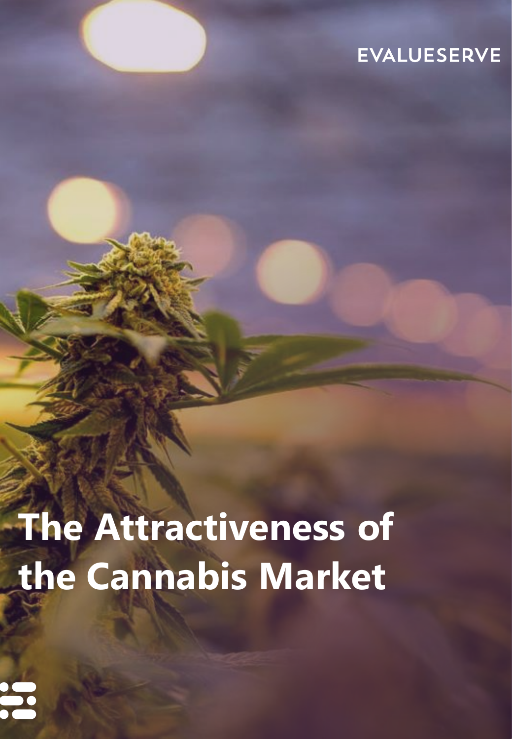EVALUESERVE

# The Attractiveness of the Cannabis Market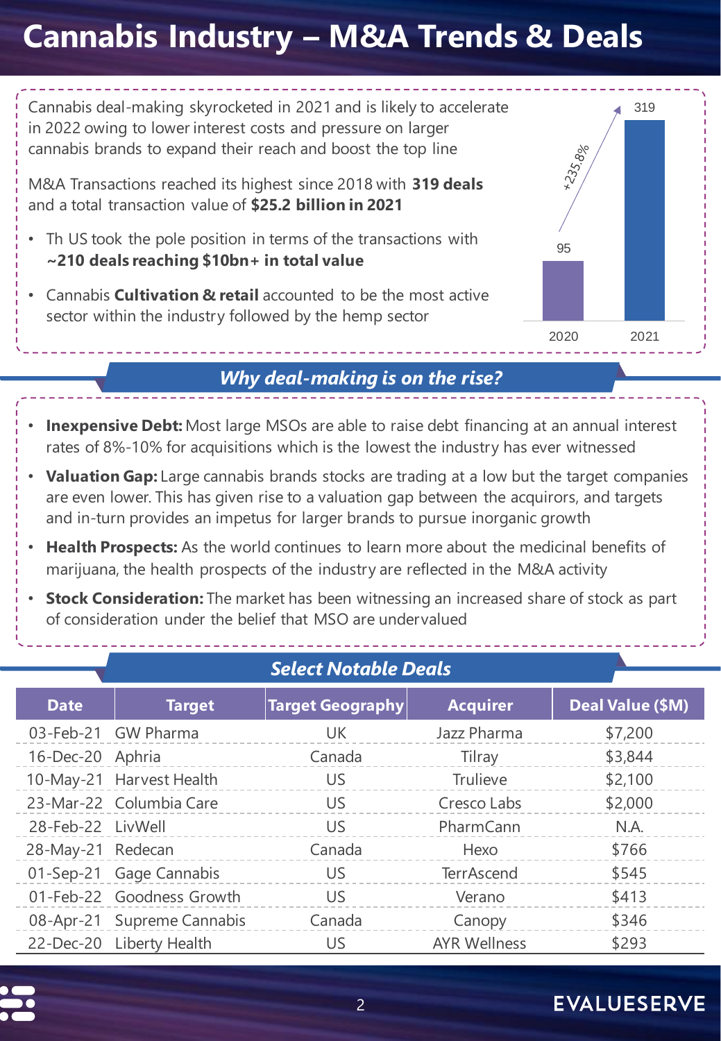# Cannabis Industry – M&A Trends & Deals

Cannabis deal-making skyrocketed in 2021 and is likely to accelerate in 2022 owing to lower interest costs and pressure on larger cannabis brands to expand their reach and boost the top line

M&A Transactions reached its highest since 2018 with **319 deals** and a total transaction value of **$25.2 billion in 2021**

- Th US took the pole position in terms of the transactions with **~210 deals reaching $10bn+ in total value**
- Cannabis **Cultivation & retail** accounted to be the most active sector within the industry followed by the hemp sector

| Year | Deals |
|---|---|
| 2020 | 95 |
| 2021 | 319 |

+235.8%

## *Why deal-making is on the rise?*

- **Inexpensive Debt:** Most large MSOs are able to raise debt financing at an annual interest rates of 8%-10% for acquisitions which is the lowest the industry has ever witnessed
- **Valuation Gap:** Large cannabis brands stocks are trading at a low but the target companies are even lower. This has given rise to a valuation gap between the acquirors, and targets and in-turn provides an impetus for larger brands to pursue inorganic growth
- **Health Prospects:** As the world continues to learn more about the medicinal benefits of marijuana, the health prospects of the industry are reflected in the M&A activity
- **Stock Consideration:** The market has been witnessing an increased share of stock as part of consideration under the belief that MSO are undervalued

## *Select Notable Deals*

| Date | Target | Target Geography | Acquirer | Deal Value ($M) |
|---|---|---|---|---|
| 03-Feb-21 | GW Pharma | UK | Jazz Pharma | $7,200 |
| 16-Dec-20 | Aphria | Canada | Tilray | $3,844 |
| 10-May-21 | Harvest Health | US | Trulieve | $2,100 |
| 23-Mar-22 | Columbia Care | US | Cresco Labs | $2,000 |
| 28-Feb-22 | LivWell | US | PharmCann | N.A. |
| 28-May-21 | Redecan | Canada | Hexo | $766 |
| 01-Sep-21 | Gage Cannabis | US | TerrAscend | $545 |
| 01-Feb-22 | Goodness Growth | US | Verano | $413 |
| 08-Apr-21 | Supreme Cannabis | Canada | Canopy | $346 |
| 22-Dec-20 | Liberty Health | US | AYR Wellness | $293 |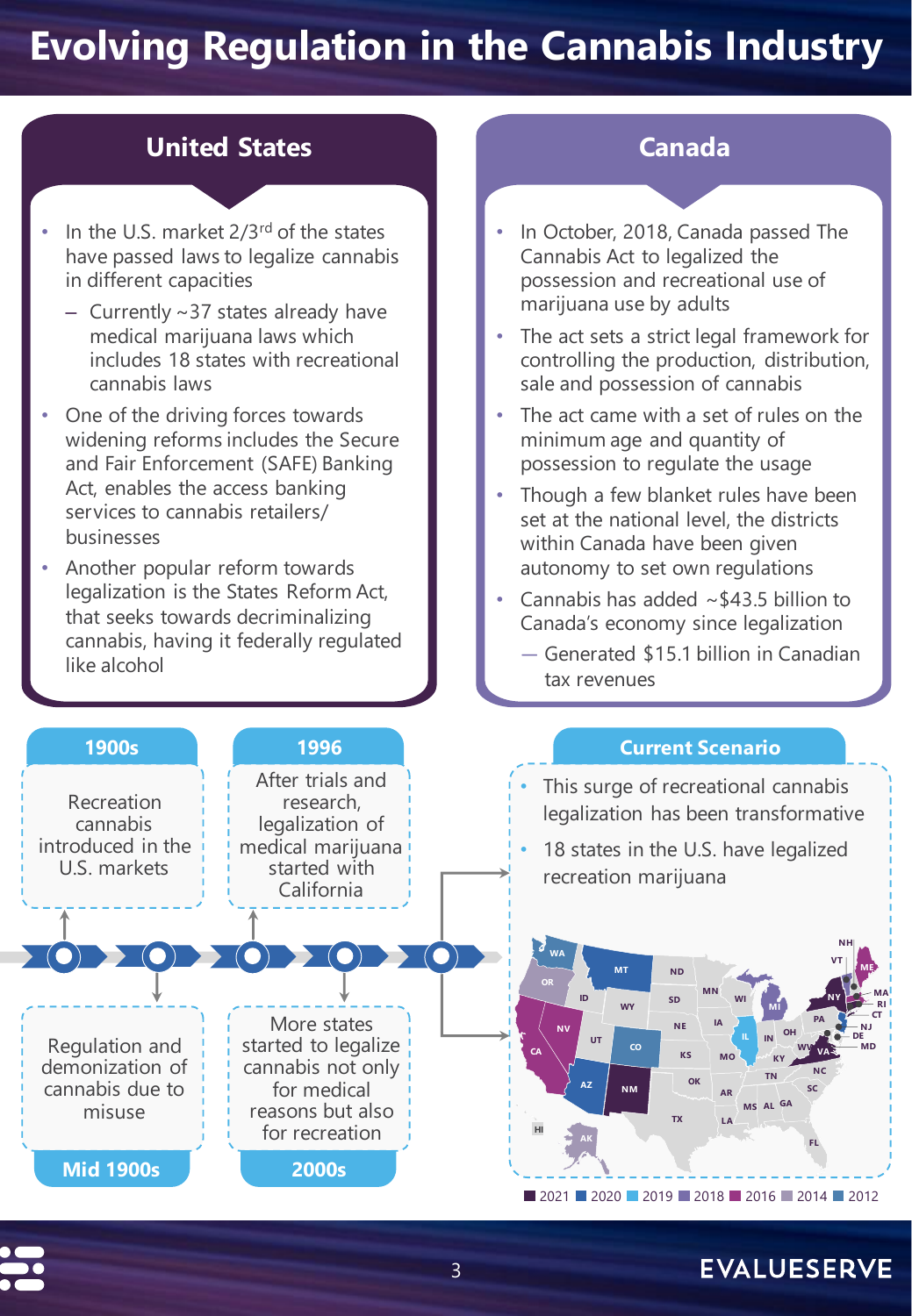# Evolving Regulation in the Cannabis Industry

## United States

- In the U.S. market 2/3rd of the states have passed laws to legalize cannabis in different capacities
  - Currently ~37 states already have medical marijuana laws which includes 18 states with recreational cannabis laws
- One of the driving forces towards widening reforms includes the Secure and Fair Enforcement (SAFE) Banking Act, enables the access banking services to cannabis retailers/ businesses
- Another popular reform towards legalization is the States Reform Act, that seeks towards decriminalizing cannabis, having it federally regulated like alcohol

## Canada

- In October, 2018, Canada passed The Cannabis Act to legalized the possession and recreational use of marijuana use by adults
- The act sets a strict legal framework for controlling the production, distribution, sale and possession of cannabis
- The act came with a set of rules on the minimum age and quantity of possession to regulate the usage
- Though a few blanket rules have been set at the national level, the districts within Canada have been given autonomy to set own regulations
- Cannabis has added ~$43.5 billion to Canada's economy since legalization
  - Generated $15.1 billion in Canadian tax revenues

## Timeline

**1900s**
Recreation cannabis introduced in the U.S. markets

**Mid 1900s**
Regulation and demonization of cannabis due to misuse

**1996**
After trials and research, legalization of medical marijuana started with California

**2000s**
More states started to legalize cannabis not only for medical reasons but also for recreation

## Current Scenario

- This surge of recreational cannabis legalization has been transformative
- 18 states in the U.S. have legalized recreation marijuana

2021 | 2020 | 2019 | 2018 | 2016 | 2014 | 2012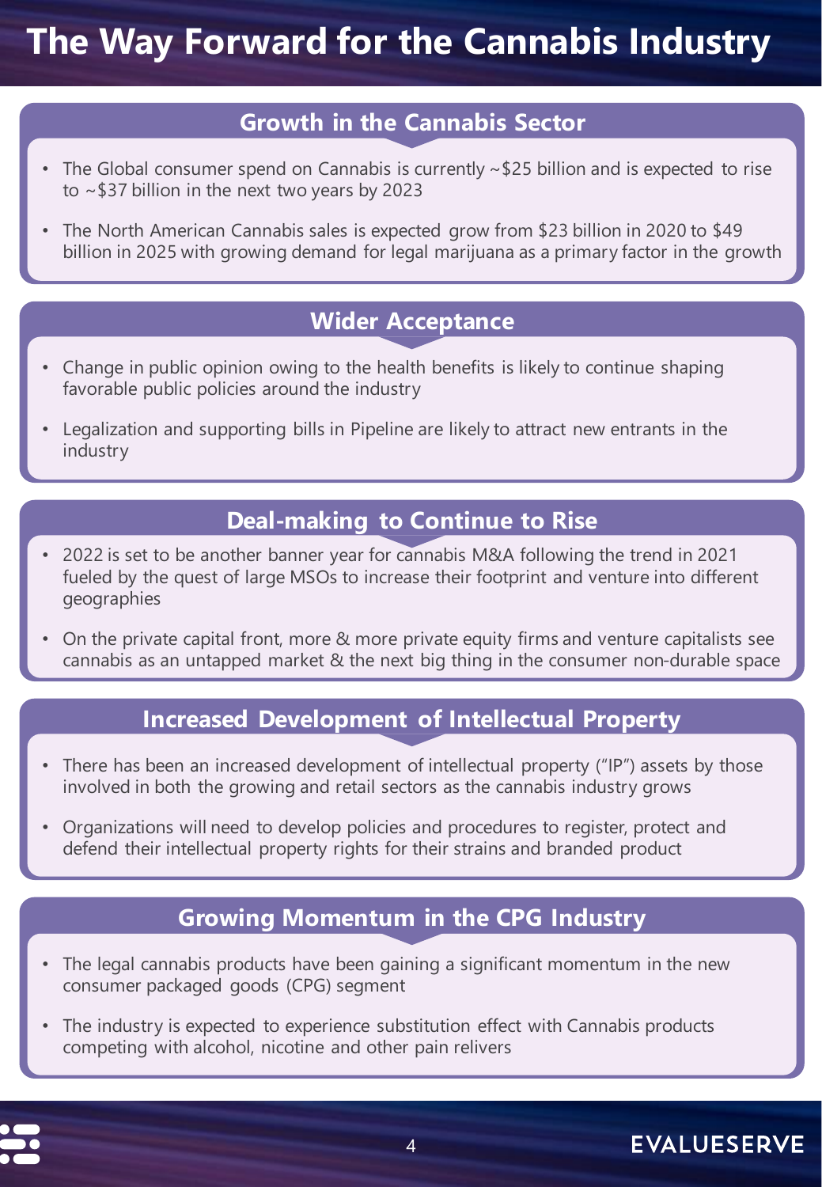# The Way Forward for the Cannabis Industry

## Growth in the Cannabis Sector

- The Global consumer spend on Cannabis is currently ~$25 billion and is expected to rise to ~$37 billion in the next two years by 2023
- The North American Cannabis sales is expected grow from $23 billion in 2020 to $49 billion in 2025 with growing demand for legal marijuana as a primary factor in the growth

## Wider Acceptance

- Change in public opinion owing to the health benefits is likely to continue shaping favorable public policies around the industry
- Legalization and supporting bills in Pipeline are likely to attract new entrants in the industry

## Deal-making to Continue to Rise

- 2022 is set to be another banner year for cannabis M&A following the trend in 2021 fueled by the quest of large MSOs to increase their footprint and venture into different geographies
- On the private capital front, more & more private equity firms and venture capitalists see cannabis as an untapped market & the next big thing in the consumer non-durable space

## Increased Development of Intellectual Property

- There has been an increased development of intellectual property ("IP") assets by those involved in both the growing and retail sectors as the cannabis industry grows
- Organizations will need to develop policies and procedures to register, protect and defend their intellectual property rights for their strains and branded product

## Growing Momentum in the CPG Industry

- The legal cannabis products have been gaining a significant momentum in the new consumer packaged goods (CPG) segment
- The industry is expected to experience substitution effect with Cannabis products competing with alcohol, nicotine and other pain relivers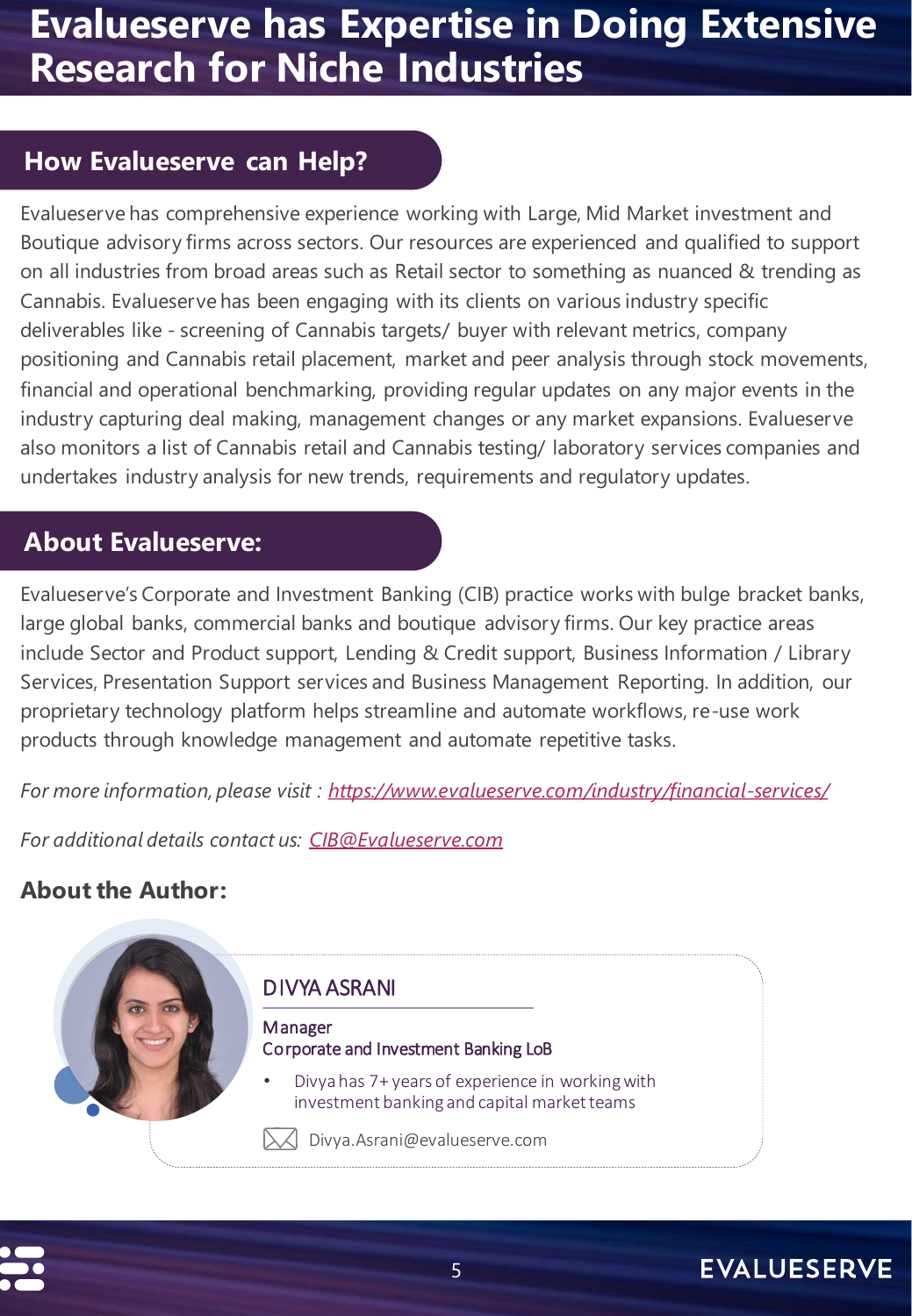# Evalueserve has Expertise in Doing Extensive Research for Niche Industries

## How Evalueserve can Help?

Evalueserve has comprehensive experience working with Large, Mid Market investment and Boutique advisory firms across sectors. Our resources are experienced and qualified to support on all industries from broad areas such as Retail sector to something as nuanced & trending as Cannabis. Evalueserve has been engaging with its clients on various industry specific deliverables like - screening of Cannabis targets/ buyer with relevant metrics, company positioning and Cannabis retail placement, market and peer analysis through stock movements, financial and operational benchmarking, providing regular updates on any major events in the industry capturing deal making, management changes or any market expansions. Evalueserve also monitors a list of Cannabis retail and Cannabis testing/ laboratory services companies and undertakes industry analysis for new trends, requirements and regulatory updates.

## About Evalueserve:

Evalueserve's Corporate and Investment Banking (CIB) practice works with bulge bracket banks, large global banks, commercial banks and boutique advisory firms. Our key practice areas include Sector and Product support, Lending & Credit support, Business Information / Library Services, Presentation Support services and Business Management Reporting. In addition, our proprietary technology platform helps streamline and automate workflows, re-use work products through knowledge management and automate repetitive tasks.

*For more information, please visit : [https://www.evalueserve.com/industry/financial-services/](https://www.evalueserve.com/industry/financial-services/)*

*For additional details contact us: [CIB@Evalueserve.com](mailto:CIB@Evalueserve.com)*

### About the Author:

**DIVYA ASRANI**

Manager
Corporate and Investment Banking LoB

- Divya has 7+ years of experience in working with investment banking and capital market teams

Divya.Asrani@evalueserve.com

EVALUESERVE